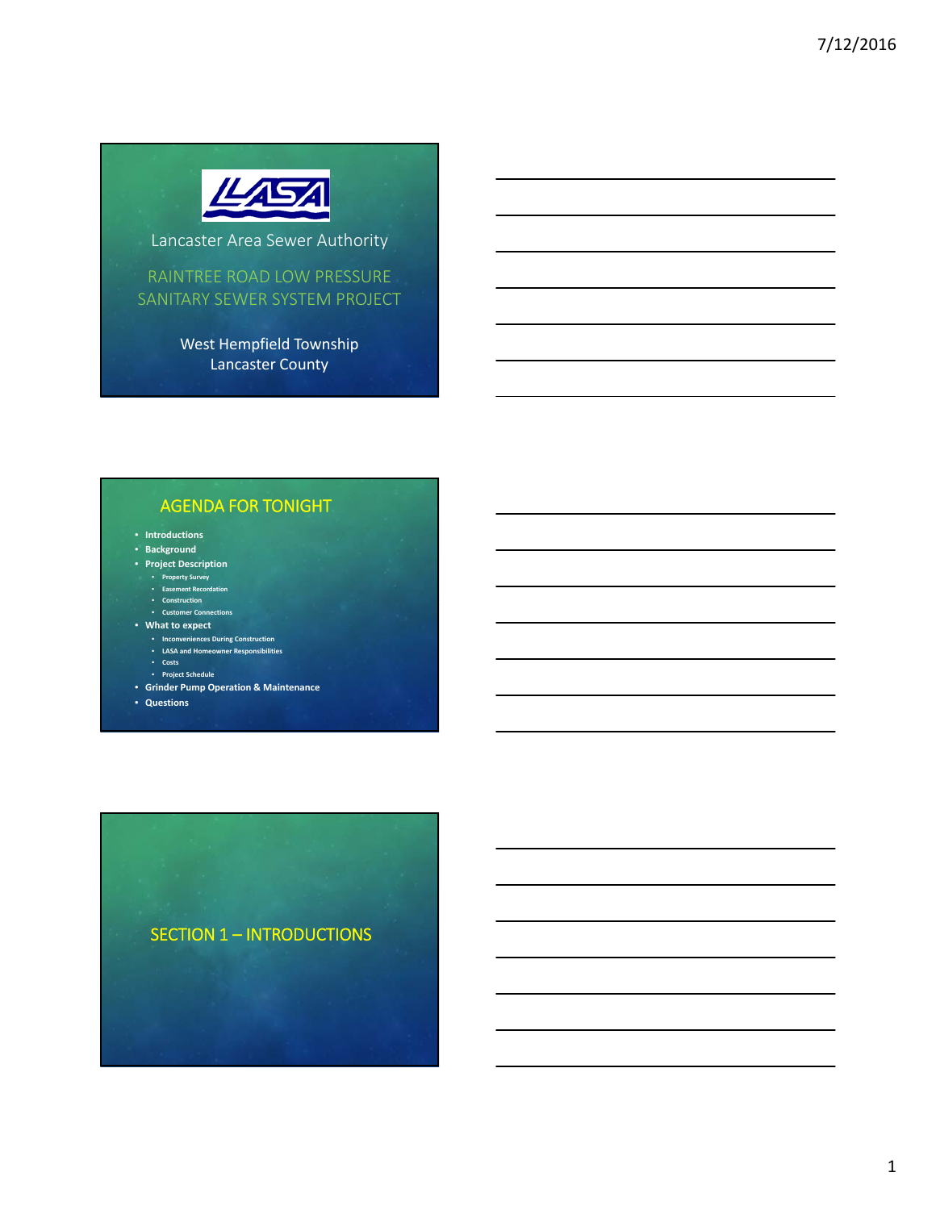LASA

Lancaster Area Sewer Authority

# RAINTREE ROAD LOW PRESSURE SANITARY SEWER SYSTEM PROJECT

West Hempfield Township
Lancaster County

## AGENDA FOR TONIGHT

- **Introductions**
- **Background**
- **Project Description**
  - **Property Survey**
  - **Easement Recordation**
  - **Construction**
  - **Customer Connections**
- **What to expect**
  - **Inconveniences During Construction**
  - **LASA and Homeowner Responsibilities**
  - **Costs**
  - **Project Schedule**
- **Grinder Pump Operation & Maintenance**
- **Questions**

## SECTION 1 – INTRODUCTIONS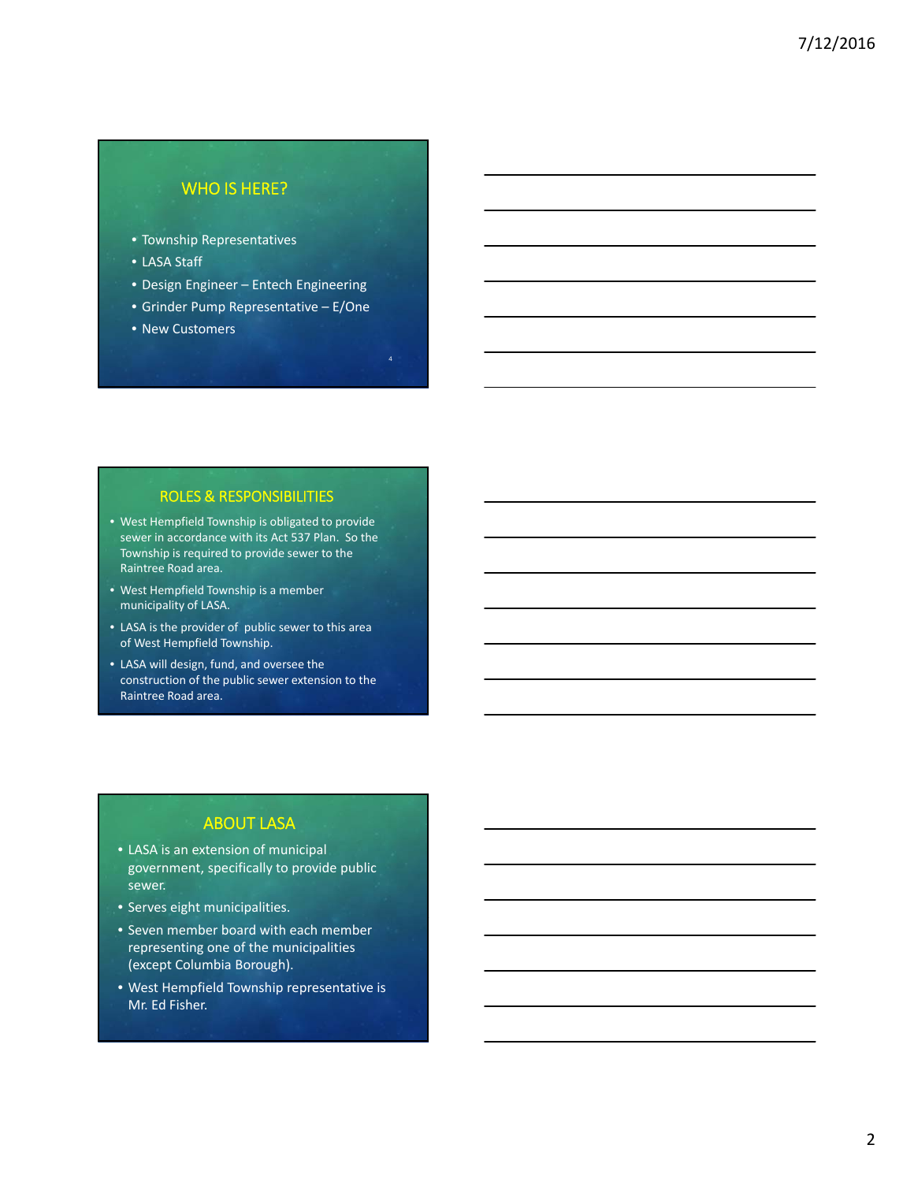## WHO IS HERE?

- Township Representatives
- LASA Staff
- Design Engineer – Entech Engineering
- Grinder Pump Representative – E/One
- New Customers

## ROLES & RESPONSIBILITIES

- West Hempfield Township is obligated to provide sewer in accordance with its Act 537 Plan. So the Township is required to provide sewer to the Raintree Road area.
- West Hempfield Township is a member municipality of LASA.
- LASA is the provider of public sewer to this area of West Hempfield Township.
- LASA will design, fund, and oversee the construction of the public sewer extension to the Raintree Road area.

## ABOUT LASA

- LASA is an extension of municipal government, specifically to provide public sewer.
- Serves eight municipalities.
- Seven member board with each member representing one of the municipalities (except Columbia Borough).
- West Hempfield Township representative is Mr. Ed Fisher.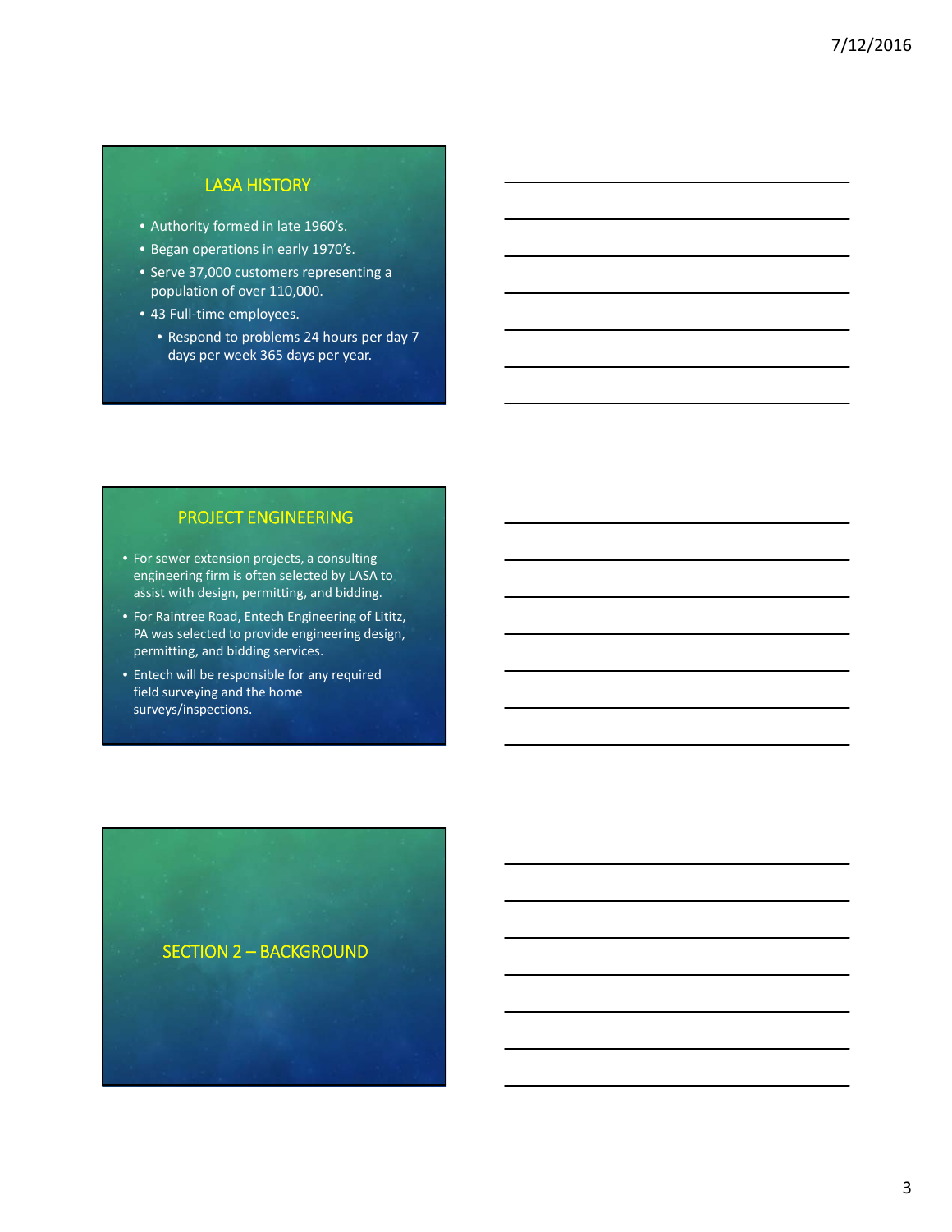## LASA HISTORY

- Authority formed in late 1960's.
- Began operations in early 1970's.
- Serve 37,000 customers representing a population of over 110,000.
- 43 Full-time employees.
  - Respond to problems 24 hours per day 7 days per week 365 days per year.

## PROJECT ENGINEERING

- For sewer extension projects, a consulting engineering firm is often selected by LASA to assist with design, permitting, and bidding.
- For Raintree Road, Entech Engineering of Lititz, PA was selected to provide engineering design, permitting, and bidding services.
- Entech will be responsible for any required field surveying and the home surveys/inspections.

## SECTION 2 – BACKGROUND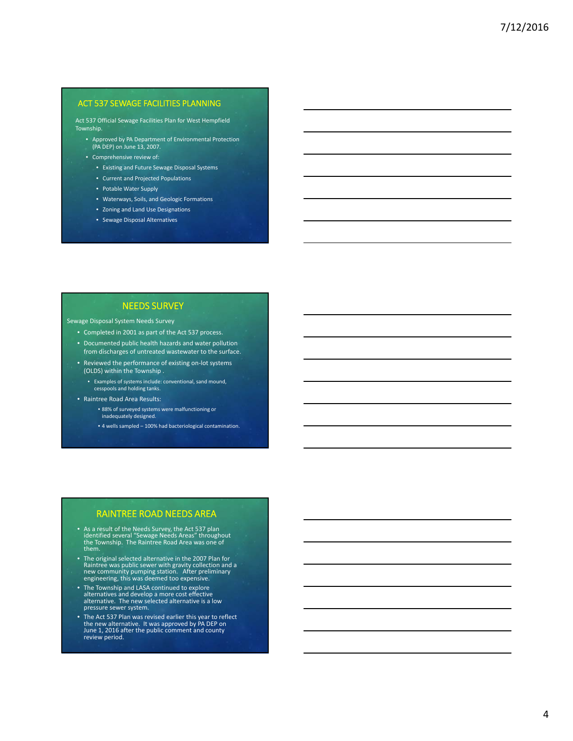## ACT 537 SEWAGE FACILITIES PLANNING

Act 537 Official Sewage Facilities Plan for West Hempfield Township.

- Approved by PA Department of Environmental Protection (PA DEP) on June 13, 2007.
- Comprehensive review of:
  - Existing and Future Sewage Disposal Systems
  - Current and Projected Populations
  - Potable Water Supply
  - Waterways, Soils, and Geologic Formations
  - Zoning and Land Use Designations
  - Sewage Disposal Alternatives

## NEEDS SURVEY

Sewage Disposal System Needs Survey

- Completed in 2001 as part of the Act 537 process.
- Documented public health hazards and water pollution from discharges of untreated wastewater to the surface.
- Reviewed the performance of existing on-lot systems (OLDS) within the Township .
  - Examples of systems include: conventional, sand mound, cesspools and holding tanks.
- Raintree Road Area Results:
  - 88% of surveyed systems were malfunctioning or inadequately designed.
  - 4 wells sampled – 100% had bacteriological contamination.

## RAINTREE ROAD NEEDS AREA

- As a result of the Needs Survey, the Act 537 plan identified several "Sewage Needs Areas" throughout the Township. The Raintree Road Area was one of them.
- The original selected alternative in the 2007 Plan for Raintree was public sewer with gravity collection and a new community pumping station. After preliminary engineering, this was deemed too expensive.
- The Township and LASA continued to explore alternatives and develop a more cost effective alternative. The new selected alternative is a low pressure sewer system.
- The Act 537 Plan was revised earlier this year to reflect the new alternative. It was approved by PA DEP on June 1, 2016 after the public comment and county review period.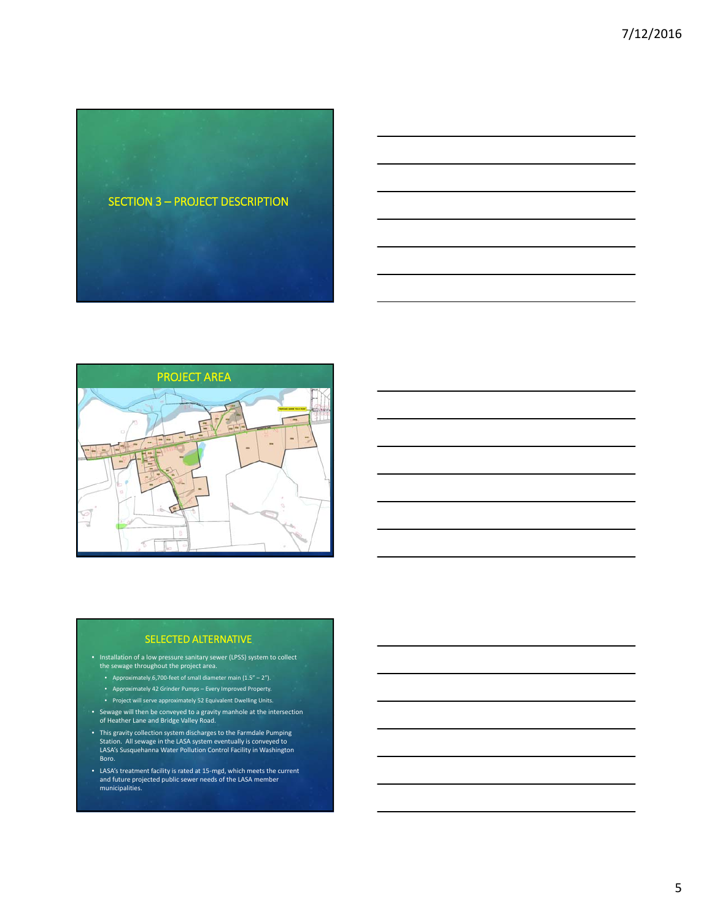## SECTION 3 – PROJECT DESCRIPTION

## PROJECT AREA

## SELECTED ALTERNATIVE

- Installation of a low pressure sanitary sewer (LPSS) system to collect the sewage throughout the project area.
  - Approximately 6,700-feet of small diameter main (1.5" – 2").
  - Approximately 42 Grinder Pumps – Every Improved Property.
  - Project will serve approximately 52 Equivalent Dwelling Units.
- Sewage will then be conveyed to a gravity manhole at the intersection of Heather Lane and Bridge Valley Road.
- This gravity collection system discharges to the Farmdale Pumping Station. All sewage in the LASA system eventually is conveyed to LASA's Susquehanna Water Pollution Control Facility in Washington Boro.
- LASA's treatment facility is rated at 15-mgd, which meets the current and future projected public sewer needs of the LASA member municipalities.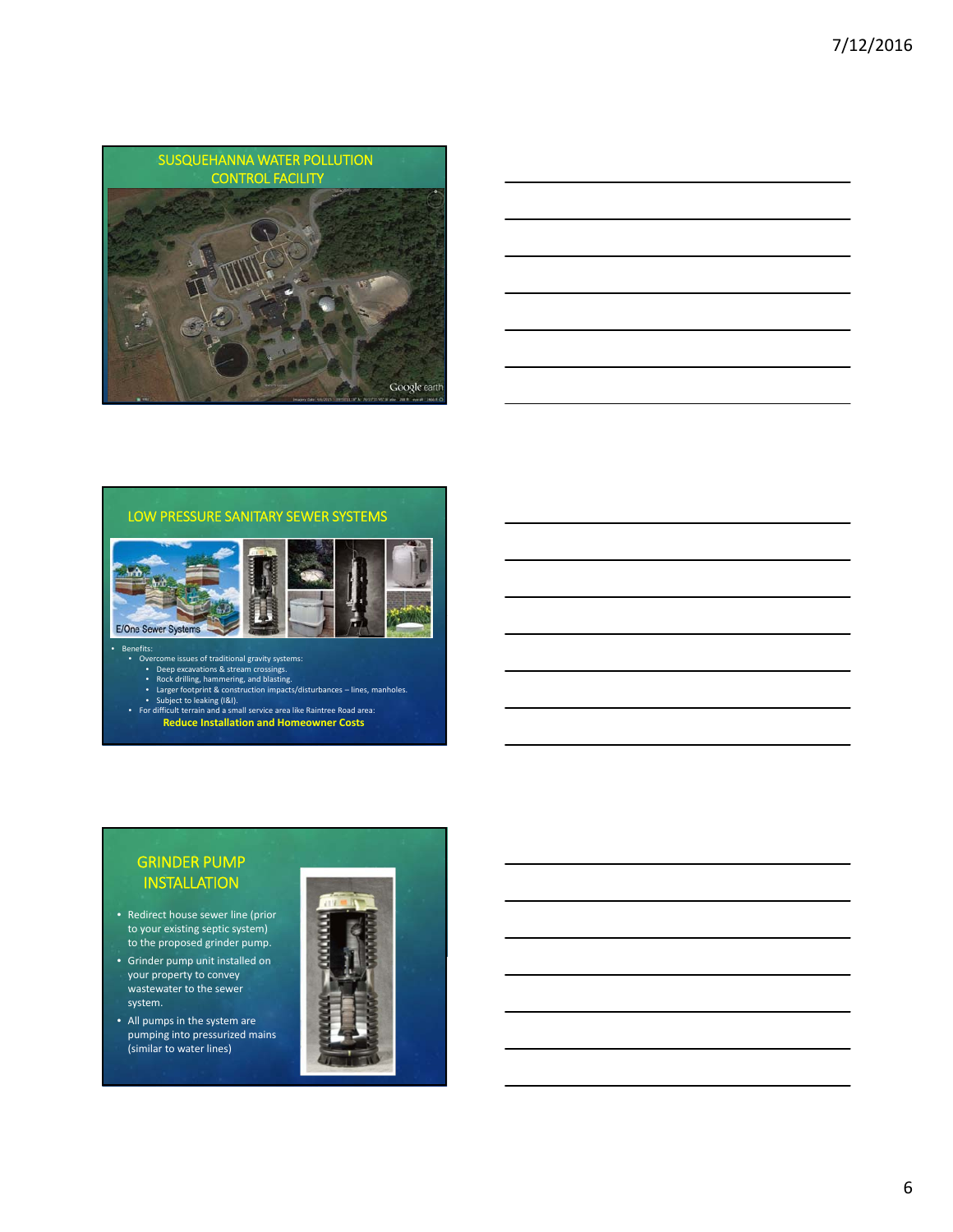## SUSQUEHANNA WATER POLLUTION CONTROL FACILITY

## LOW PRESSURE SANITARY SEWER SYSTEMS

E/One Sewer Systems

- Benefits:
  - Overcome issues of traditional gravity systems:
    - Deep excavations & stream crossings.
    - Rock drilling, hammering, and blasting.
    - Larger footprint & construction impacts/disturbances – lines, manholes.
    - Subject to leaking (I&I).
  - For difficult terrain and a small service area like Raintree Road area:

**Reduce Installation and Homeowner Costs**

## GRINDER PUMP INSTALLATION

- Redirect house sewer line (prior to your existing septic system) to the proposed grinder pump.
- Grinder pump unit installed on your property to convey wastewater to the sewer system.
- All pumps in the system are pumping into pressurized mains (similar to water lines)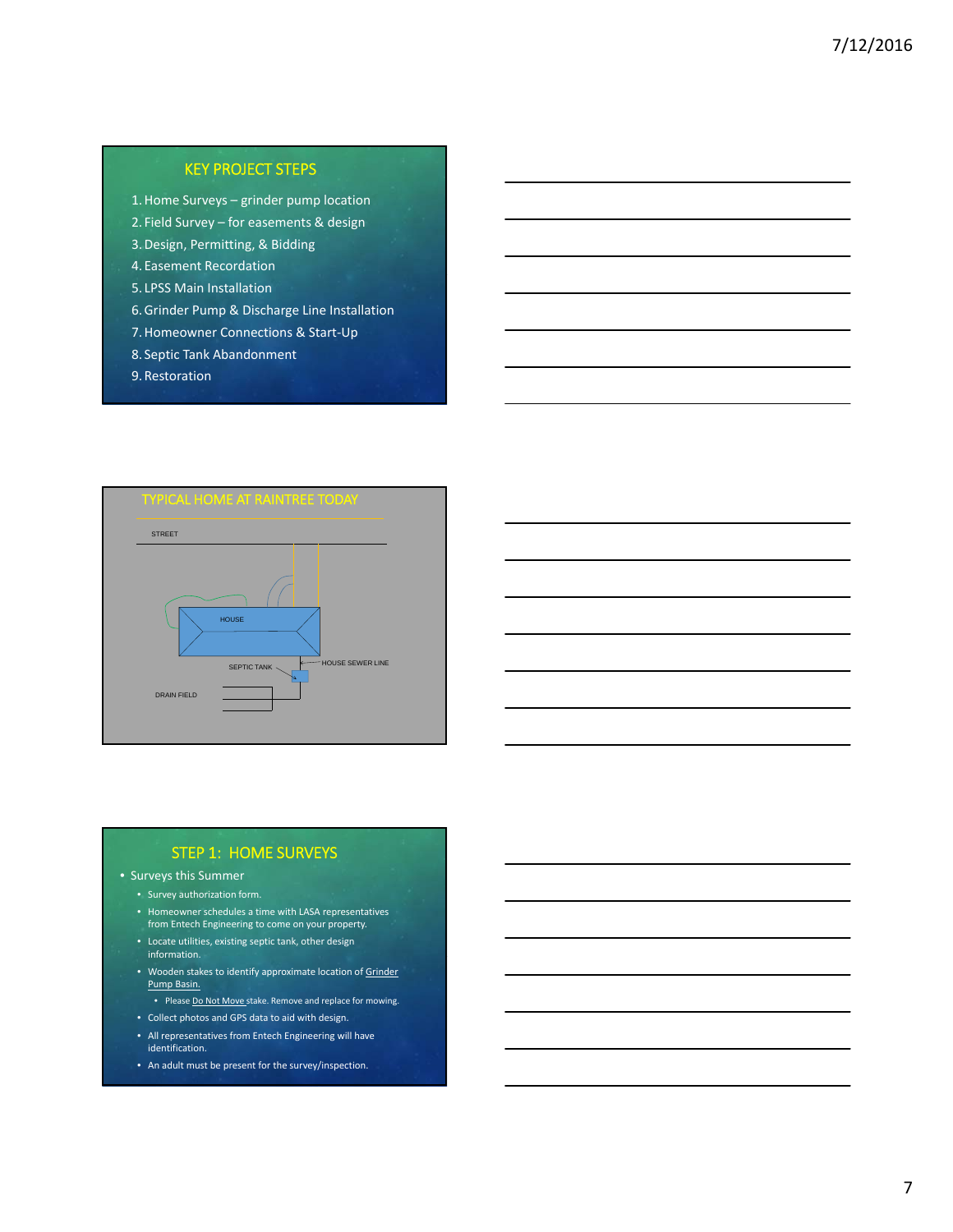## KEY PROJECT STEPS

1. Home Surveys – grinder pump location
2. Field Survey – for easements & design
3. Design, Permitting, & Bidding
4. Easement Recordation
5. LPSS Main Installation
6. Grinder Pump & Discharge Line Installation
7. Homeowner Connections & Start-Up
8. Septic Tank Abandonment
9. Restoration

## TYPICAL HOME AT RAINTREE TODAY

STREET

HOUSE

SEPTIC TANK

HOUSE SEWER LINE

DRAIN FIELD

## STEP 1: HOME SURVEYS

- Surveys this Summer
  - Survey authorization form.
  - Homeowner schedules a time with LASA representatives from Entech Engineering to come on your property.
  - Locate utilities, existing septic tank, other design information.
  - Wooden stakes to identify approximate location of Grinder Pump Basin.
    - Please Do Not Move stake. Remove and replace for mowing.
  - Collect photos and GPS data to aid with design.
  - All representatives from Entech Engineering will have identification.
  - An adult must be present for the survey/inspection.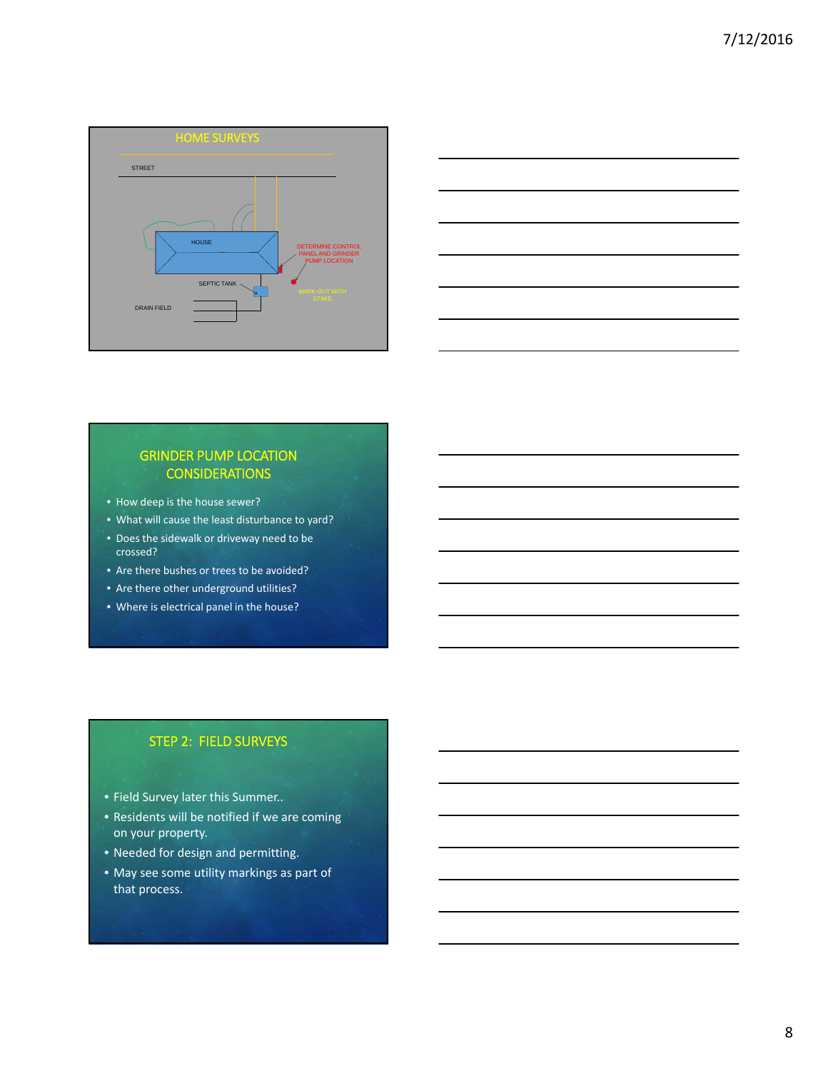## HOME SURVEYS

STREET

HOUSE

DETERMINE CONTROL PANEL AND GRINDER PUMP LOCATION

SEPTIC TANK

MARK-OUT WITH STAKE

DRAIN FIELD

## GRINDER PUMP LOCATION CONSIDERATIONS

- How deep is the house sewer?
- What will cause the least disturbance to yard?
- Does the sidewalk or driveway need to be crossed?
- Are there bushes or trees to be avoided?
- Are there other underground utilities?
- Where is electrical panel in the house?

## STEP 2: FIELD SURVEYS

- Field Survey later this Summer..
- Residents will be notified if we are coming on your property.
- Needed for design and permitting.
- May see some utility markings as part of that process.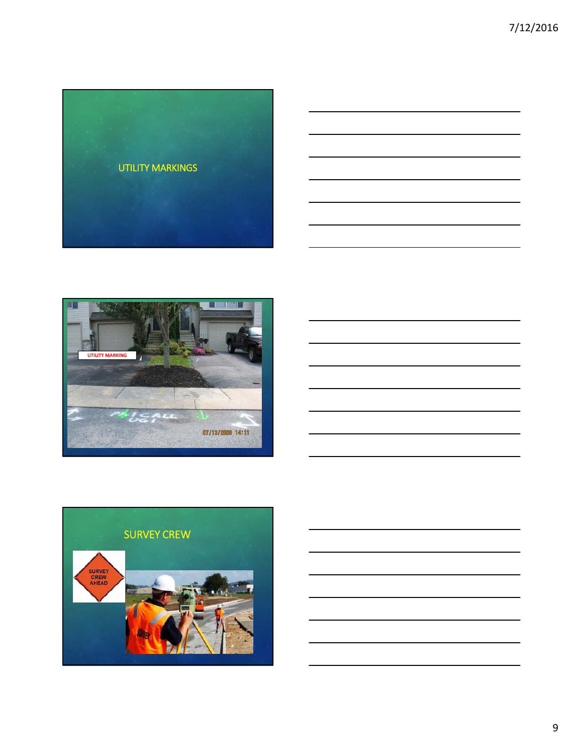UTILITY MARKINGS

UTILITY MARKING

SURVEY CREW

SURVEY CREW AHEAD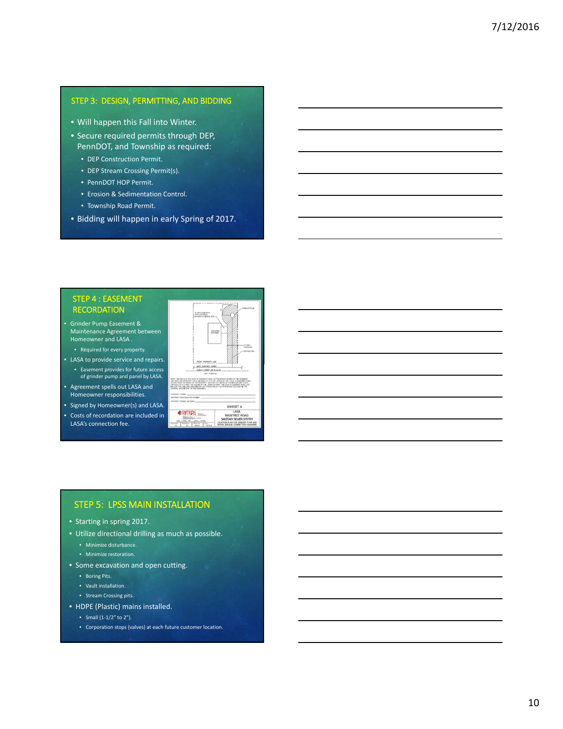## STEP 3: DESIGN, PERMITTING, AND BIDDING

- Will happen this Fall into Winter.
- Secure required permits through DEP, PennDOT, and Township as required:
  - DEP Construction Permit.
  - DEP Stream Crossing Permit(s).
  - PennDOT HOP Permit.
  - Erosion & Sedimentation Control.
  - Township Road Permit.
- Bidding will happen in early Spring of 2017.

## STEP 4 : EASEMENT RECORDATION

- Grinder Pump Easement & Maintenance Agreement between Homeowner and LASA .
  - Required for every property.
- LASA to provide service and repairs.
  - Easement provides for future access of grinder pump and panel by LASA.
- Agreement spells out LASA and Homeowner responsibilities.
- Signed by Homeowner(s) and LASA.
- Costs of recordation are included in LASA's connection fee.

EXHIBIT A
LASA
RAINTREE ROAD
SANITARY SEWER SYSTEM
LOCATION PLAN FOR GRINDER PUMP AND PRIVATE SERVICE CONNECTION EASEMENT

## STEP 5: LPSS MAIN INSTALLATION

- Starting in spring 2017.
- Utilize directional drilling as much as possible.
  - Minimize disturbance.
  - Minimize restoration.
- Some excavation and open cutting.
  - Boring Pits.
  - Vault installation.
  - Stream Crossing pits.
- HDPE (Plastic) mains installed.
  - Small (1-1/2" to 2").
  - Corporation stops (valves) at each future customer location.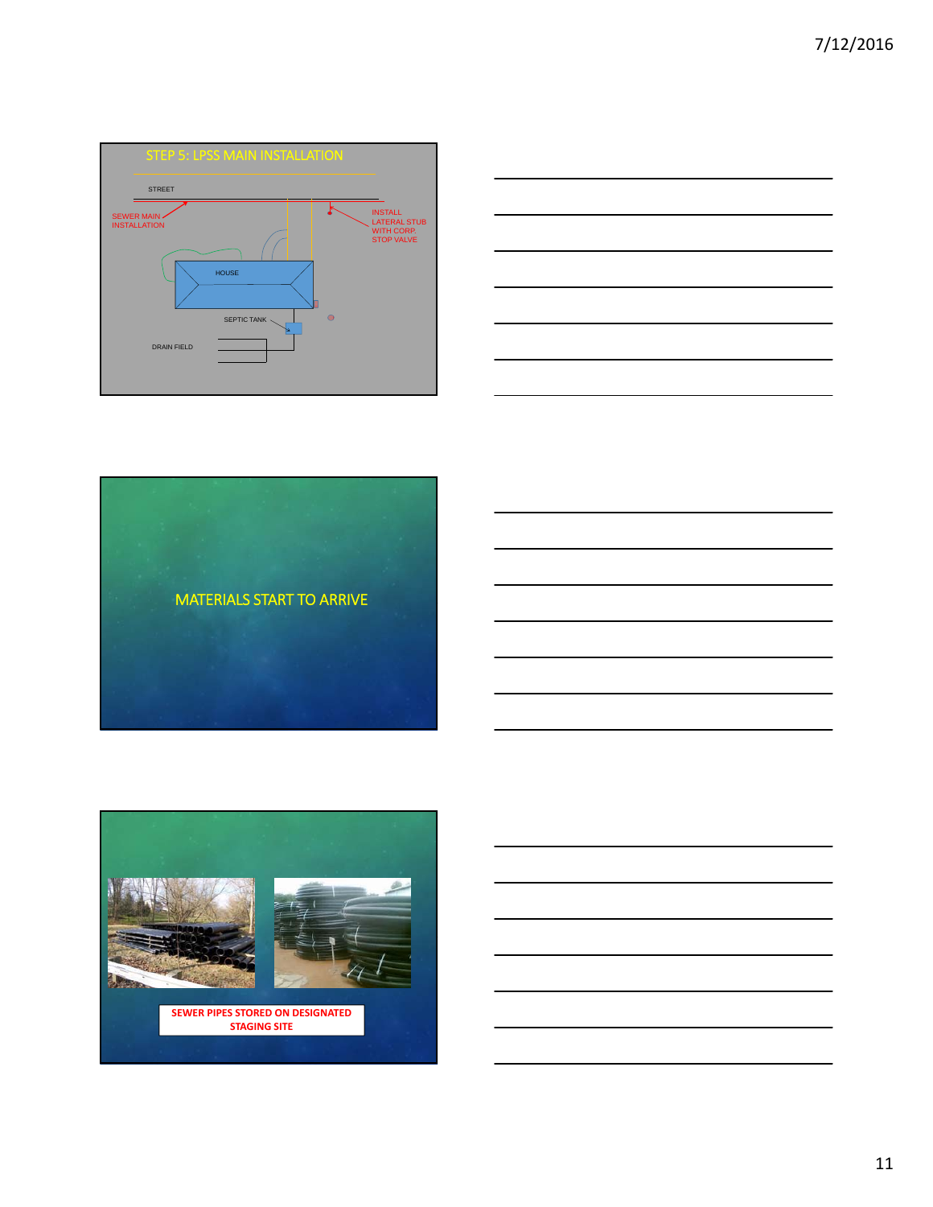## STEP 5: LPSS MAIN INSTALLATION

STREET

SEWER MAIN INSTALLATION

INSTALL LATERAL STUB WITH CORP. STOP VALVE

HOUSE

SEPTIC TANK

DRAIN FIELD

## MATERIALS START TO ARRIVE

**SEWER PIPES STORED ON DESIGNATED STAGING SITE**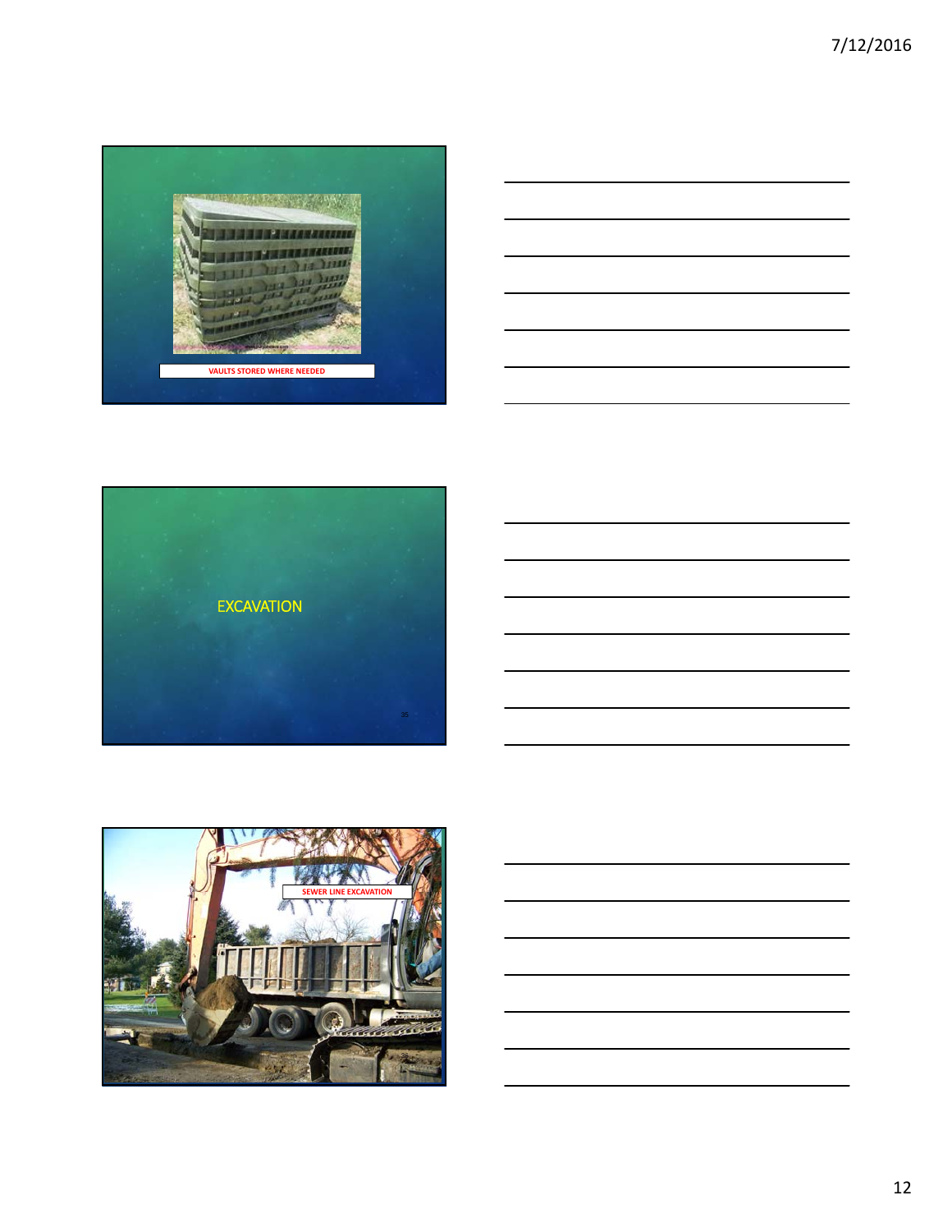VAULTS STORED WHERE NEEDED

EXCAVATION

SEWER LINE EXCAVATION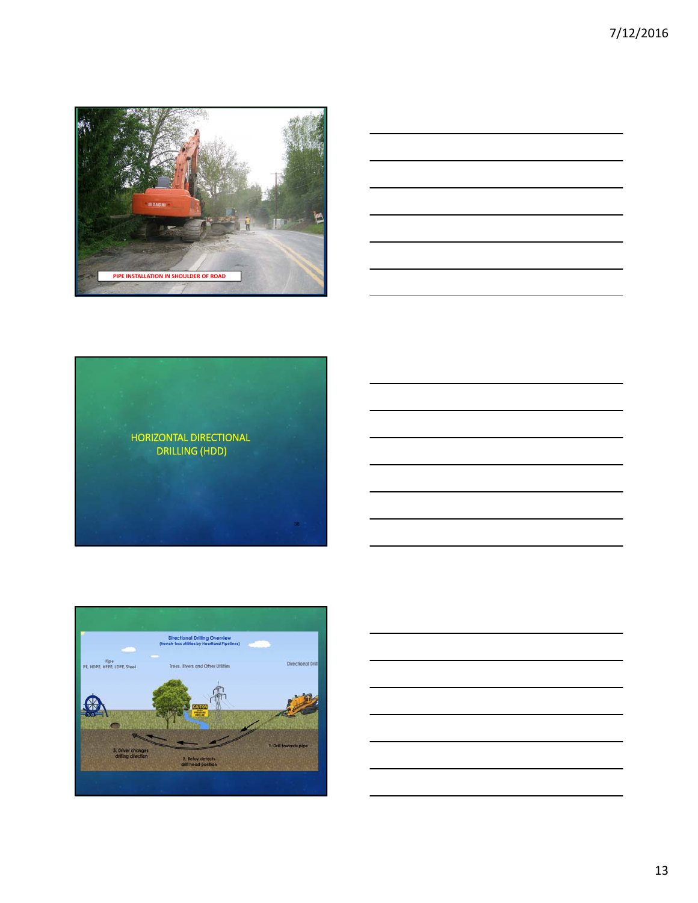PIPE INSTALLATION IN SHOULDER OF ROAD

HORIZONTAL DIRECTIONAL DRILLING (HDD)

Directional Drilling Overview
(trench-less utilities by Heartland Pipelines)

Pipe
PE, HDPE, HPPE, LDPE, Steel

Trees, Rivers and Other Utilities

Directional Drill

1. Drill towards pipe

2. Relay detects drill head position

3. Driver changes drilling direction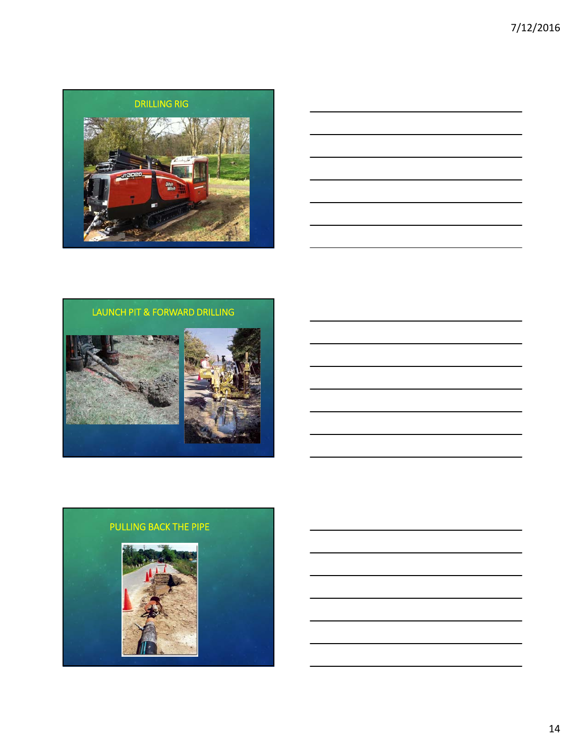## DRILLING RIG

## LAUNCH PIT & FORWARD DRILLING

## PULLING BACK THE PIPE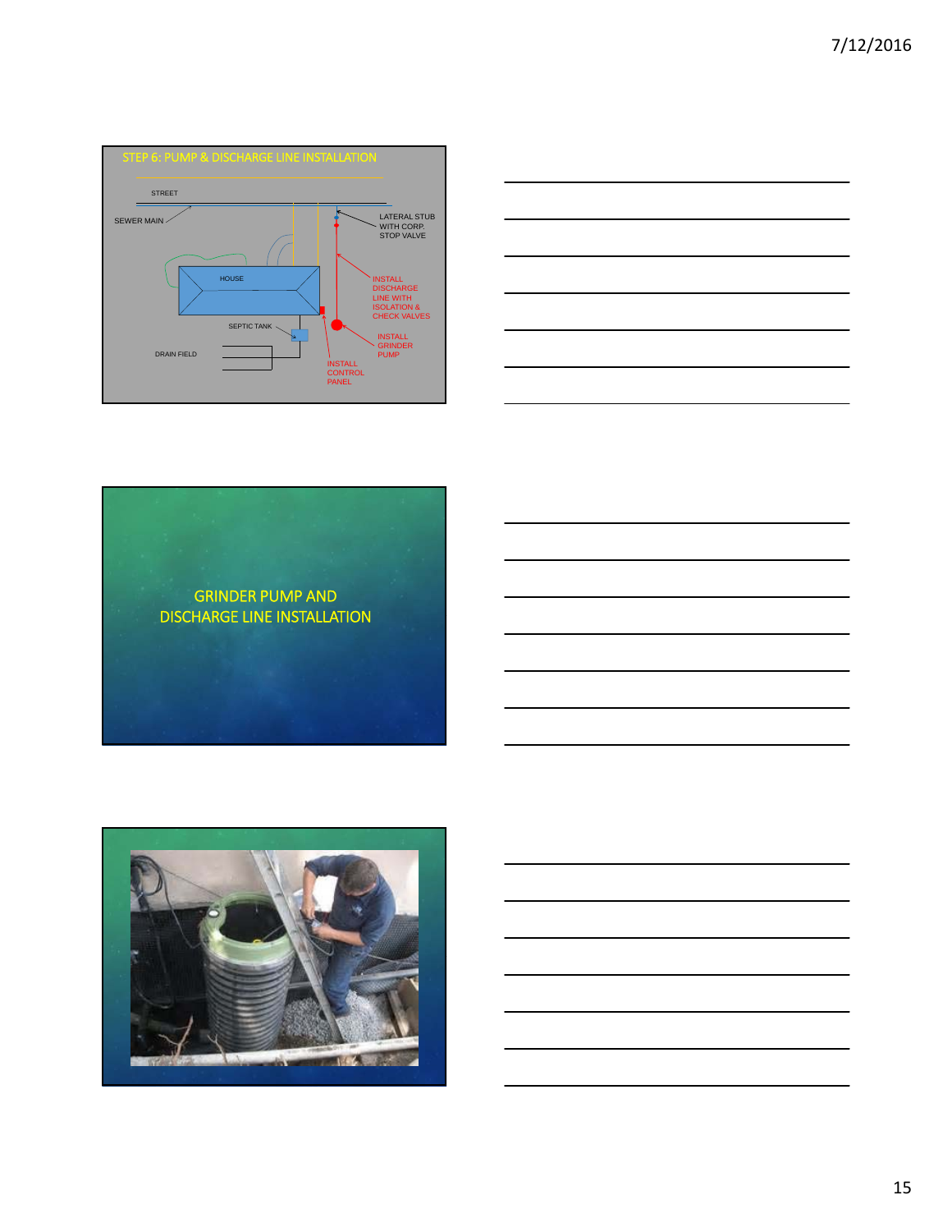## STEP 6: PUMP & DISCHARGE LINE INSTALLATION

STREET

SEWER MAIN

LATERAL STUB WITH CORP. STOP VALVE

HOUSE

INSTALL DISCHARGE LINE WITH ISOLATION & CHECK VALVES

SEPTIC TANK

INSTALL GRINDER PUMP

DRAIN FIELD

INSTALL CONTROL PANEL

## GRINDER PUMP AND DISCHARGE LINE INSTALLATION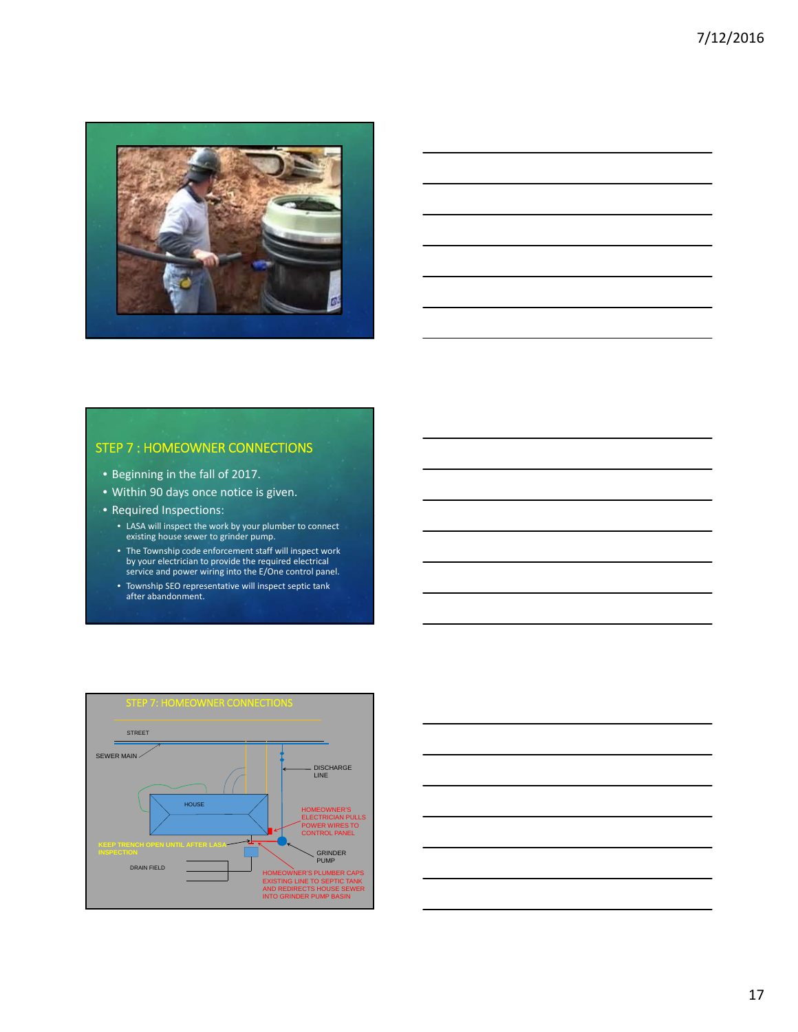## STEP 7 : HOMEOWNER CONNECTIONS

- Beginning in the fall of 2017.
- Within 90 days once notice is given.
- Required Inspections:
  - LASA will inspect the work by your plumber to connect existing house sewer to grinder pump.
  - The Township code enforcement staff will inspect work by your electrician to provide the required electrical service and power wiring into the E/One control panel.
  - Township SEO representative will inspect septic tank after abandonment.

## STEP 7: HOMEOWNER CONNECTIONS

STREET

SEWER MAIN

DISCHARGE LINE

HOUSE

HOMEOWNER'S ELECTRICIAN PULLS POWER WIRES TO CONTROL PANEL

KEEP TRENCH OPEN UNTIL AFTER LASA INSPECTION

GRINDER PUMP

DRAIN FIELD

HOMEOWNER'S PLUMBER CAPS EXISTING LINE TO SEPTIC TANK AND REDIRECTS HOUSE SEWER INTO GRINDER PUMP BASIN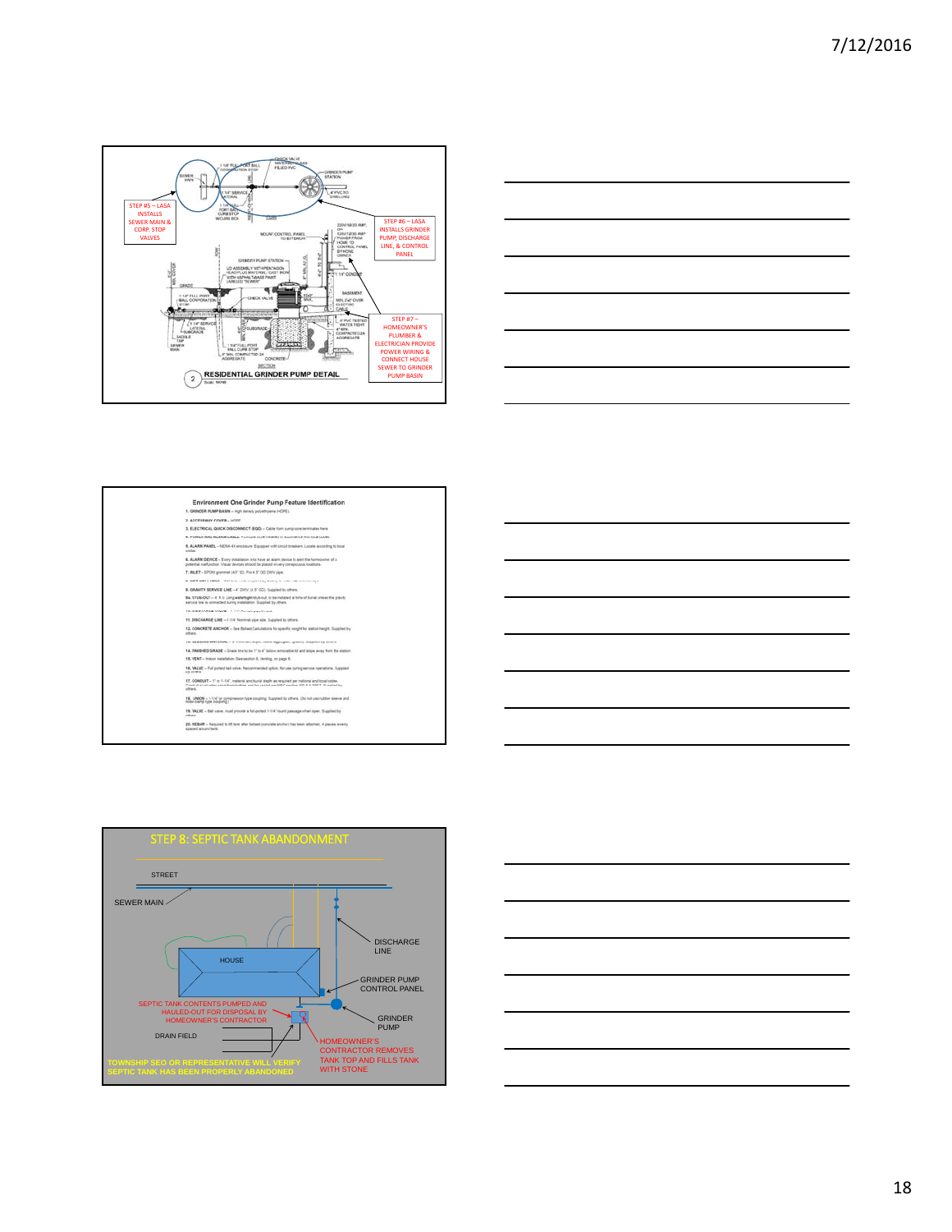STEP #5 – LASA INSTALLS SEWER MAIN & CORP. STOP VALVES

STEP #6 – LASA INSTALLS GRINDER PUMP, DISCHARGE LINE, & CONTROL PANEL

STEP #7 – HOMEOWNER'S PLUMBER & ELECTRICIAN PROVIDE POWER WIRING & CONNECT HOUSE SEWER TO GRINDER PUMP BASIN

RESIDENTIAL GRINDER PUMP DETAIL

Environment One Grinder Pump Feature Identification

1. GRINDER PUMP BASIN – high density polyethylene (HDPE).

3. ELECTRICAL QUICK DISCONNECT (EQD) – Cable from pump core terminates here.

5. ALARM PANEL – NEMA 4X enclosure. Equipped with circuit breakers. Locate according to local codes.

6. ALARM DEVICE – Every installation is to have an alarm device to alert the homeowner of a potential malfunction. Visual devices should be placed in very conspicuous locations.

7. INLET – EPDM grommet (4.5" OD). For 4.5" OD DWV pipe.

9. GRAVITY SERVICE LINE – 4" DWV, (4.5" OD). Supplied by others.

9a. STUB-OUT – 4" X 5' long watertight stub-out, to be installed at time of burial unless the gravity service line is connected during installation. Supplied by others.

11. DISCHARGE LINE – 1-1/4" Nominal pipe size. Supplied by others.

12. CONCRETE ANCHOR – See Ballast Calculations for specific weight for station height. Supplied by others.

14. FINISHED GRADE – Grade line to be 1" to 4" below removable lid and slope away from the station.

15. VENT – Indoor installation. See section 8, Venting, on page 8.

16. VALVE – Full ported ball valve. Recommended option, for use during service operations. Supplied by others.

17. CONDUIT – 1" or 1-1/4", material and burial depth as required per national and local codes.

18. UNION – 1-1/4" or compression type coupling. Supplied by others. (Do not use rubber sleeve and hose clamp type coupling.)

19. VALVE – Ball valve, must provide a full-ported 1-1/4" round passage when open. Supplied by others.

20. REBAR – Required to lift tank after ballast (concrete anchor) has been attached. 4 pieces, evenly spaced around tank.

## STEP 8: SEPTIC TANK ABANDONMENT

STREET

SEWER MAIN

DISCHARGE LINE

HOUSE

GRINDER PUMP CONTROL PANEL

SEPTIC TANK CONTENTS PUMPED AND HAULED-OUT FOR DISPOSAL BY HOMEOWNER'S CONTRACTOR

GRINDER PUMP

DRAIN FIELD

HOMEOWNER'S CONTRACTOR REMOVES TANK TOP AND FILLS TANK WITH STONE

TOWNSHIP SEO OR REPRESENTATIVE WILL VERIFY SEPTIC TANK HAS BEEN PROPERLY ABANDONED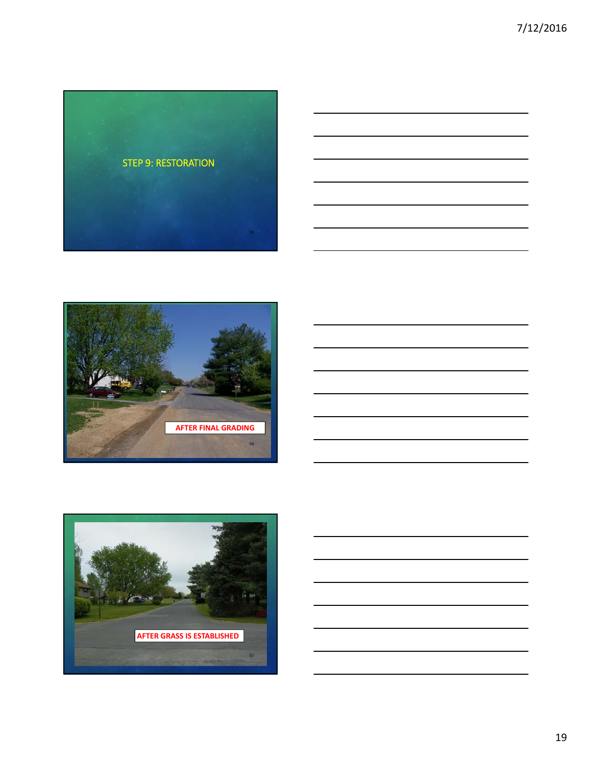# STEP 9: RESTORATION

AFTER FINAL GRADING

AFTER GRASS IS ESTABLISHED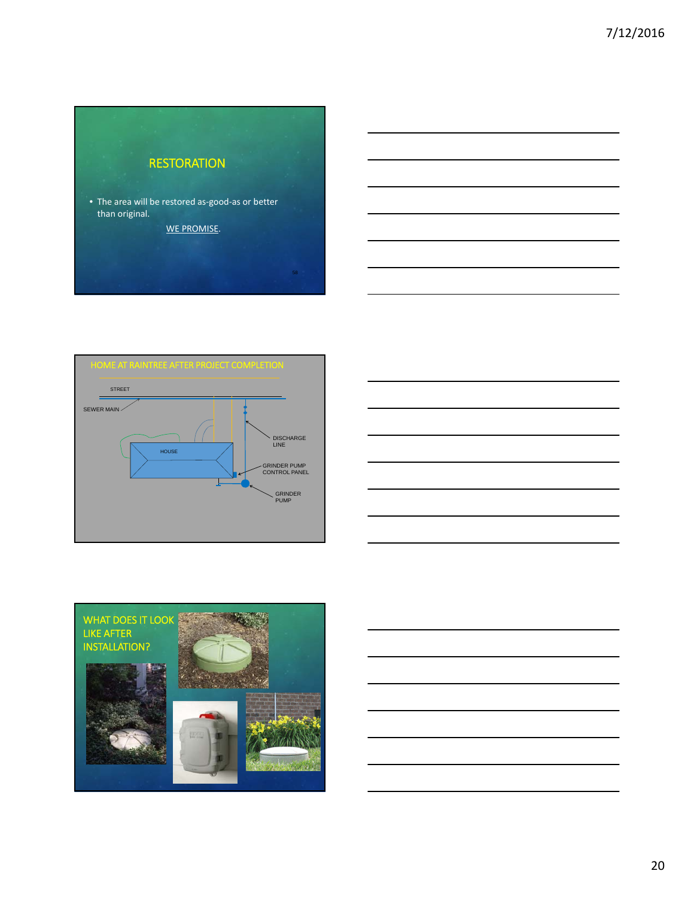## RESTORATION

- The area will be restored as-good-as or better than original.

  WE PROMISE.

## HOME AT RAINTREE AFTER PROJECT COMPLETION

STREET

SEWER MAIN

HOUSE

DISCHARGE LINE

GRINDER PUMP CONTROL PANEL

GRINDER PUMP

## WHAT DOES IT LOOK LIKE AFTER INSTALLATION?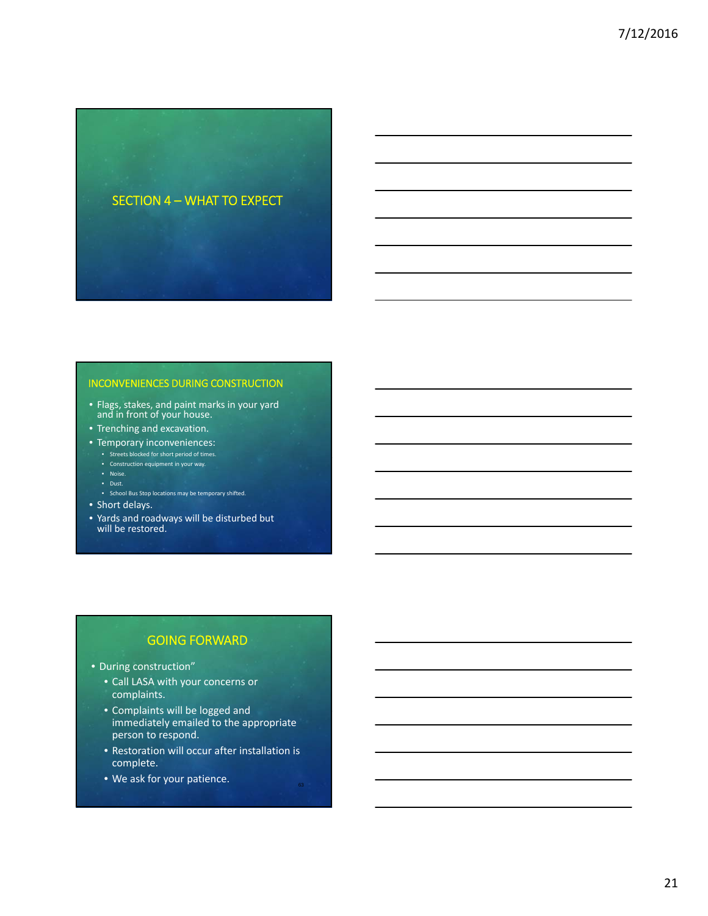## SECTION 4 – WHAT TO EXPECT

## INCONVENIENCES DURING CONSTRUCTION

- Flags, stakes, and paint marks in your yard and in front of your house.
- Trenching and excavation.
- Temporary inconveniences:
  - Streets blocked for short period of times.
  - Construction equipment in your way.
  - Noise.
  - Dust.
  - School Bus Stop locations may be temporary shifted.
- Short delays.
- Yards and roadways will be disturbed but will be restored.

## GOING FORWARD

- During construction"
  - Call LASA with your concerns or complaints.
  - Complaints will be logged and immediately emailed to the appropriate person to respond.
  - Restoration will occur after installation is complete.
  - We ask for your patience.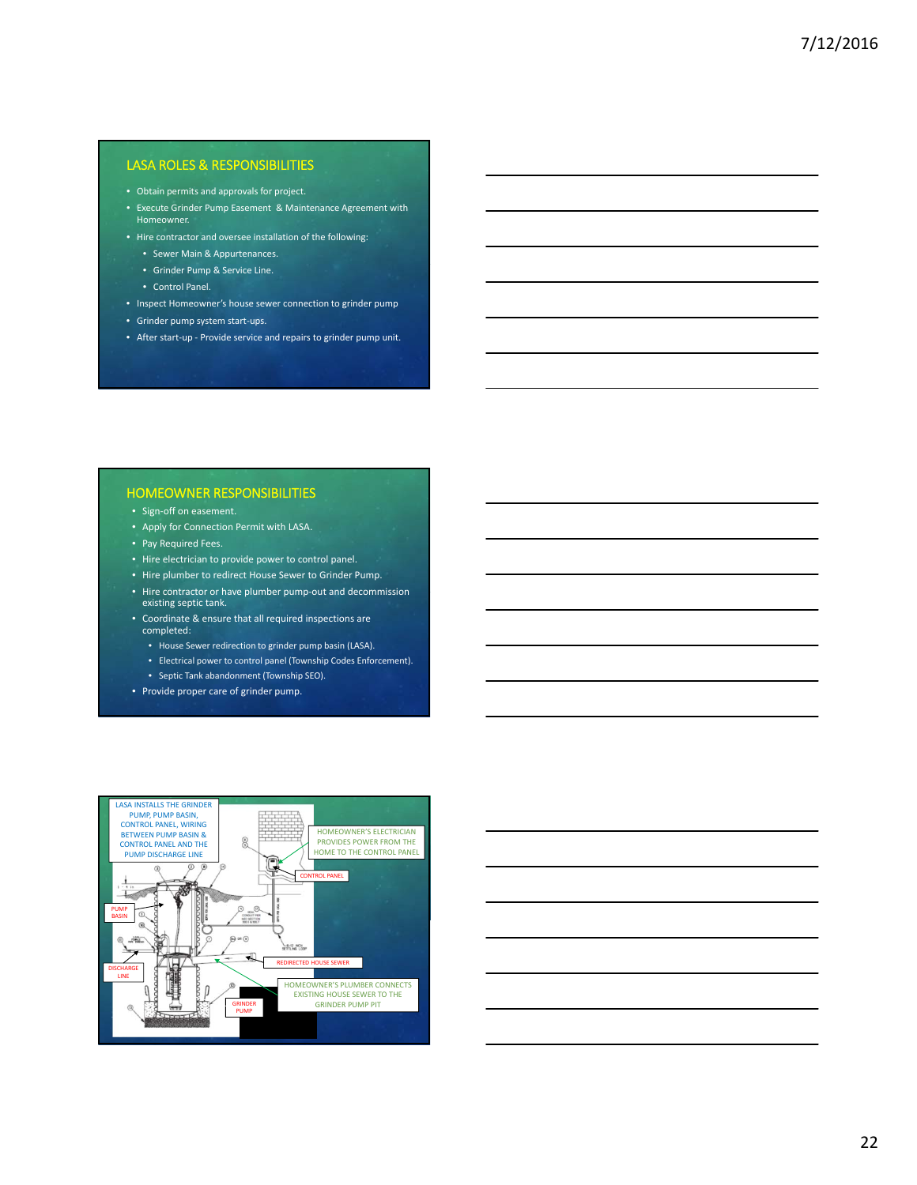## LASA ROLES & RESPONSIBILITIES

- Obtain permits and approvals for project.
- Execute Grinder Pump Easement & Maintenance Agreement with Homeowner.
- Hire contractor and oversee installation of the following:
  - Sewer Main & Appurtenances.
  - Grinder Pump & Service Line.
  - Control Panel.
- Inspect Homeowner's house sewer connection to grinder pump
- Grinder pump system start-ups.
- After start-up - Provide service and repairs to grinder pump unit.

## HOMEOWNER RESPONSIBILITIES

- Sign-off on easement.
- Apply for Connection Permit with LASA.
- Pay Required Fees.
- Hire electrician to provide power to control panel.
- Hire plumber to redirect House Sewer to Grinder Pump.
- Hire contractor or have plumber pump-out and decommission existing septic tank.
- Coordinate & ensure that all required inspections are completed:
  - House Sewer redirection to grinder pump basin (LASA).
  - Electrical power to control panel (Township Codes Enforcement).
  - Septic Tank abandonment (Township SEO).
- Provide proper care of grinder pump.

LASA INSTALLS THE GRINDER PUMP, PUMP BASIN, CONTROL PANEL, WIRING BETWEEN PUMP BASIN & CONTROL PANEL AND THE PUMP DISCHARGE LINE

HOMEOWNER'S ELECTRICIAN PROVIDES POWER FROM THE HOME TO THE CONTROL PANEL

CONTROL PANEL

PUMP BASIN

DISCHARGE LINE

REDIRECTED HOUSE SEWER

HOMEOWNER'S PLUMBER CONNECTS EXISTING HOUSE SEWER TO THE GRINDER PUMP PIT

GRINDER PUMP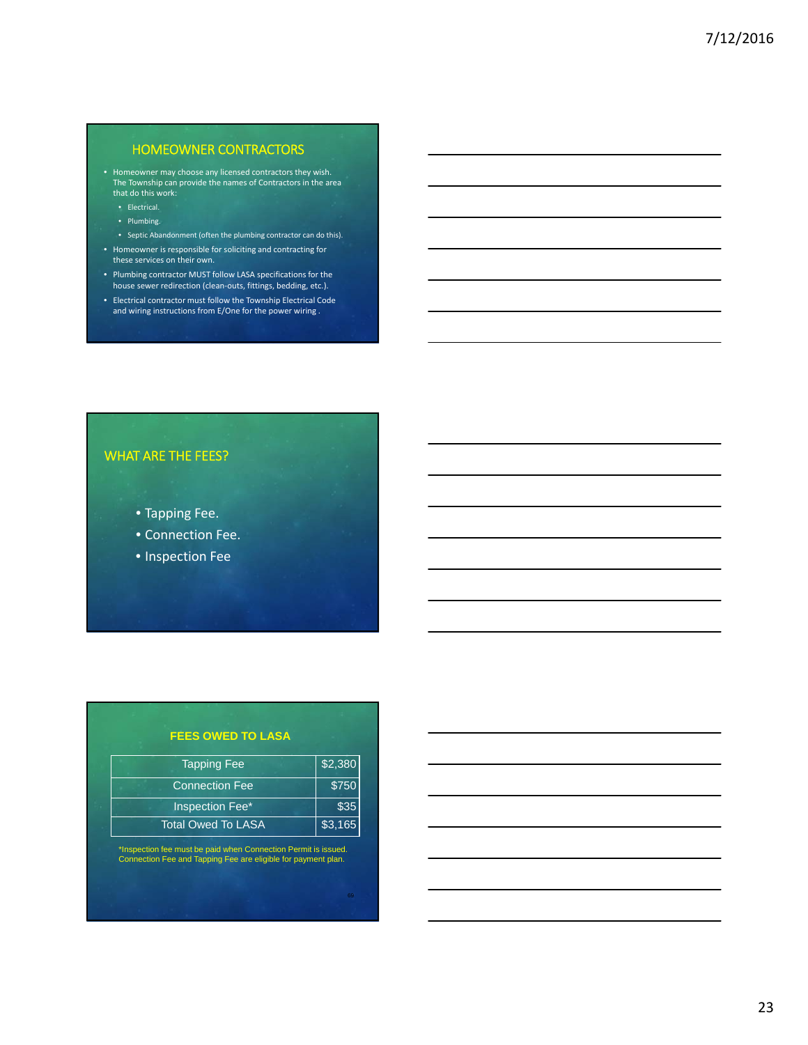## HOMEOWNER CONTRACTORS

- Homeowner may choose any licensed contractors they wish. The Township can provide the names of Contractors in the area that do this work:
  - Electrical.
  - Plumbing.
  - Septic Abandonment (often the plumbing contractor can do this).
- Homeowner is responsible for soliciting and contracting for these services on their own.
- Plumbing contractor MUST follow LASA specifications for the house sewer redirection (clean-outs, fittings, bedding, etc.).
- Electrical contractor must follow the Township Electrical Code and wiring instructions from E/One for the power wiring .

## WHAT ARE THE FEES?

- Tapping Fee.
- Connection Fee.
- Inspection Fee

## FEES OWED TO LASA

| Fee | Amount |
|---|---|
| Tapping Fee | $2,380 |
| Connection Fee | $750 |
| Inspection Fee* | $35 |
| Total Owed To LASA | $3,165 |

*Inspection fee must be paid when Connection Permit is issued. Connection Fee and Tapping Fee are eligible for payment plan.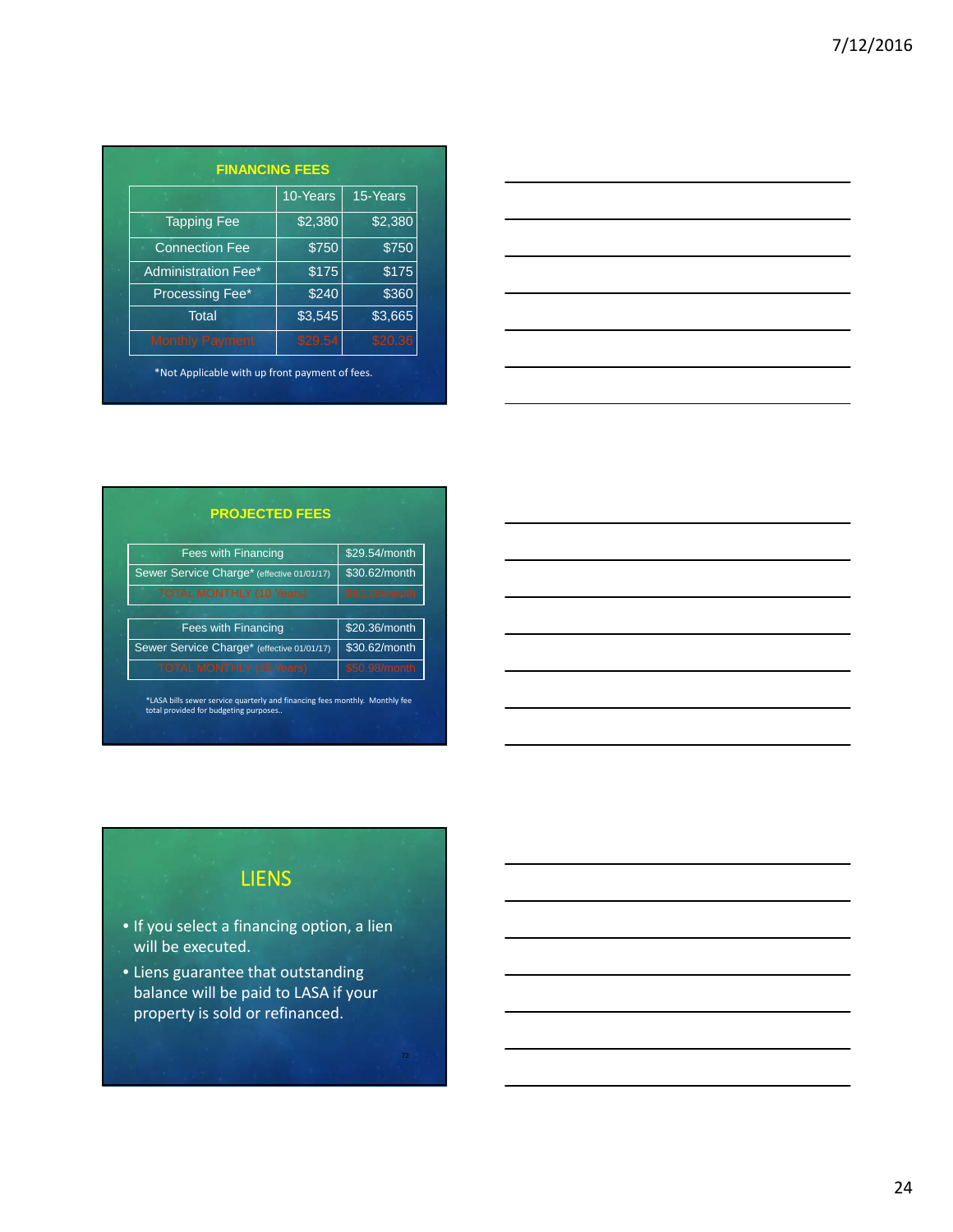## FINANCING FEES

| | 10-Years | 15-Years |
|---|---|---|
| Tapping Fee | $2,380 | $2,380 |
| Connection Fee | $750 | $750 |
| Administration Fee* | $175 | $175 |
| Processing Fee* | $240 | $360 |
| Total | $3,545 | $3,665 |
| Monthly Payment | $29.54 | $20.36 |

*Not Applicable with up front payment of fees.

## PROJECTED FEES

| | |
|---|---|
| Fees with Financing | $29.54/month |
| Sewer Service Charge* (effective 01/01/17) | $30.62/month |
| TOTAL MONTHLY (10 Years) | $60.16/month |

| | |
|---|---|
| Fees with Financing | $20.36/month |
| Sewer Service Charge* (effective 01/01/17) | $30.62/month |
| TOTAL MONTHLY (15 Years) | $50.98/month |

*LASA bills sewer service quarterly and financing fees monthly. Monthly fee total provided for budgeting purposes..

## LIENS

- If you select a financing option, a lien will be executed.
- Liens guarantee that outstanding balance will be paid to LASA if your property is sold or refinanced.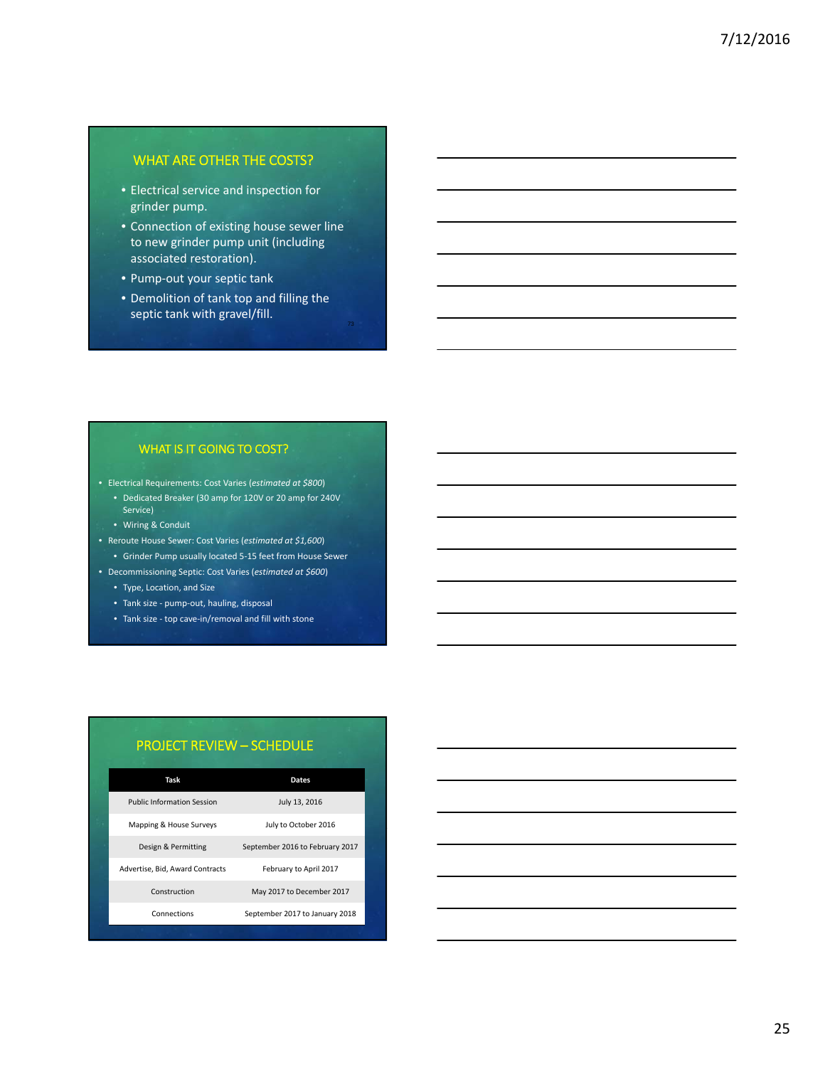## WHAT ARE OTHER THE COSTS?

- Electrical service and inspection for grinder pump.
- Connection of existing house sewer line to new grinder pump unit (including associated restoration).
- Pump-out your septic tank
- Demolition of tank top and filling the septic tank with gravel/fill.

## WHAT IS IT GOING TO COST?

- Electrical Requirements: Cost Varies (*estimated at $800*)
  - Dedicated Breaker (30 amp for 120V or 20 amp for 240V Service)
  - Wiring & Conduit
- Reroute House Sewer: Cost Varies (*estimated at $1,600*)
  - Grinder Pump usually located 5-15 feet from House Sewer
- Decommissioning Septic: Cost Varies (*estimated at $600*)
  - Type, Location, and Size
  - Tank size - pump-out, hauling, disposal
  - Tank size - top cave-in/removal and fill with stone

## PROJECT REVIEW – SCHEDULE

| Task | Dates |
|---|---|
| Public Information Session | July 13, 2016 |
| Mapping & House Surveys | July to October 2016 |
| Design & Permitting | September 2016 to February 2017 |
| Advertise, Bid, Award Contracts | February to April 2017 |
| Construction | May 2017 to December 2017 |
| Connections | September 2017 to January 2018 |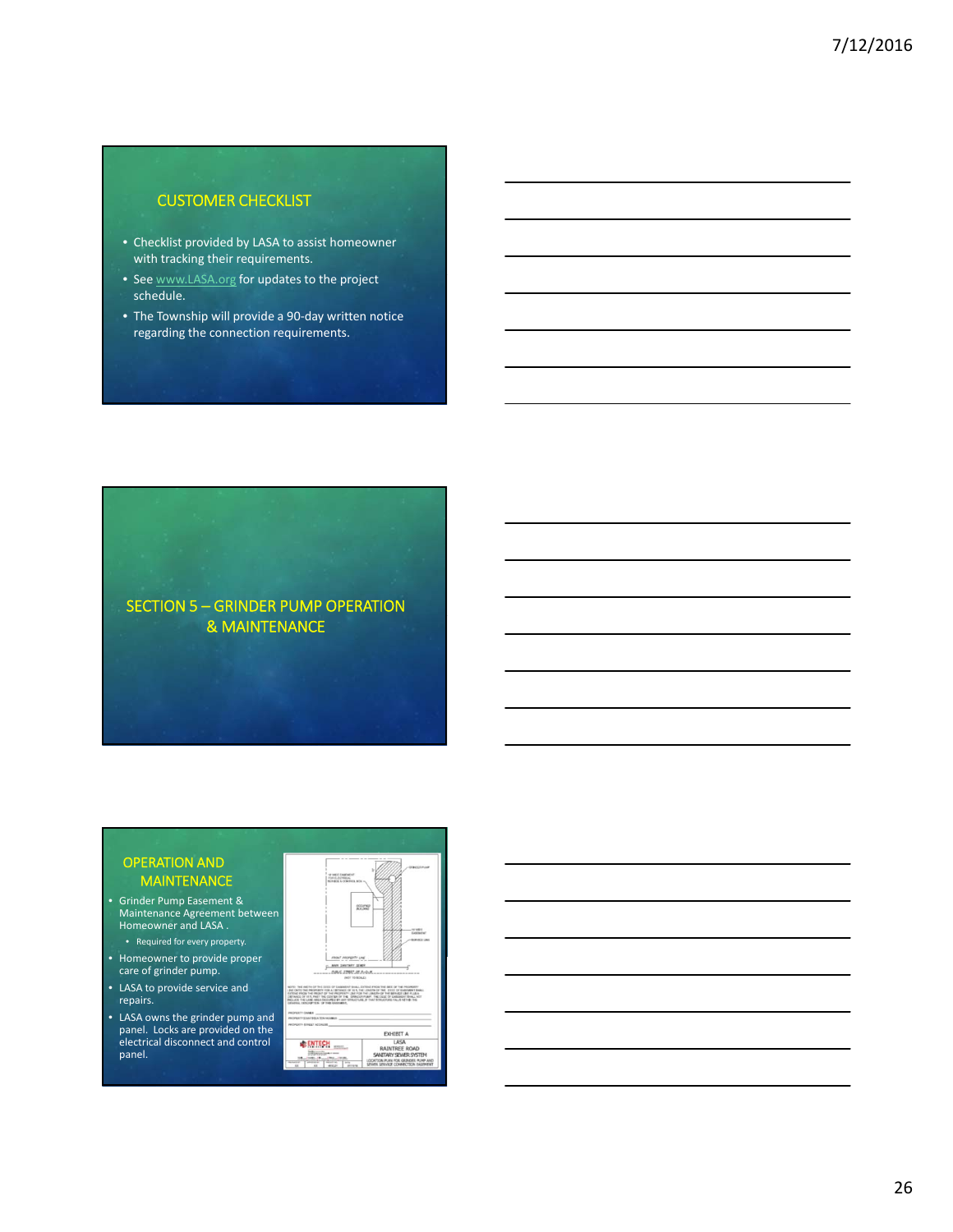## CUSTOMER CHECKLIST

- Checklist provided by LASA to assist homeowner with tracking their requirements.
- See www.LASA.org for updates to the project schedule.
- The Township will provide a 90-day written notice regarding the connection requirements.

## SECTION 5 – GRINDER PUMP OPERATION & MAINTENANCE

## OPERATION AND MAINTENANCE

- Grinder Pump Easement & Maintenance Agreement between Homeowner and LASA .
  - Required for every property.
- Homeowner to provide proper care of grinder pump.
- LASA to provide service and repairs.
- LASA owns the grinder pump and panel. Locks are provided on the electrical disconnect and control panel.

EXHIBIT A
LASA
RAINTREE ROAD
SANITARY SEWER SYSTEM
LOCATION PLAN FOR GRINDER PUMP AND SEWER SERVICE CONNECTION EASEMENT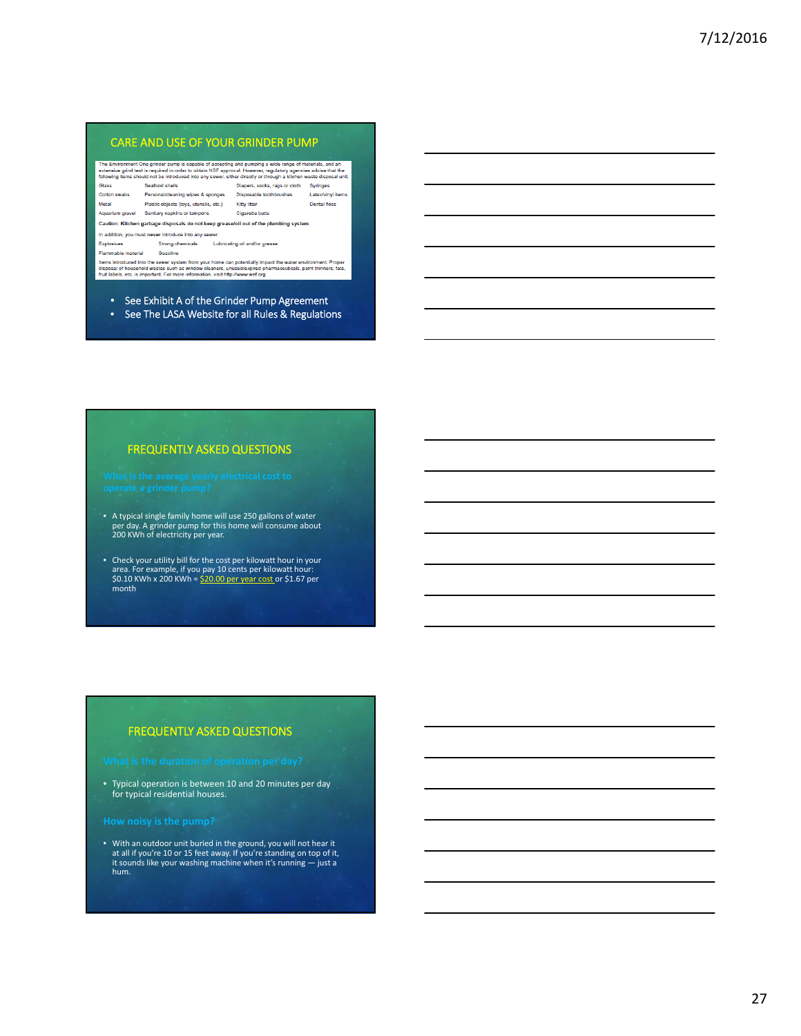## CARE AND USE OF YOUR GRINDER PUMP

The Environment One grinder pump is capable of accepting and pumping a wide range of materials, and an extensive grind test is required in order to obtain NSF approval. However, regulatory agencies advise that the following items should not be introduced into any sewer, either directly or through a kitchen waste disposal unit:

| | | | |
|---|---|---|---|
| Glass | Seafood shells | Diapers, socks, rags or cloth | Syringes |
| Cotton swabs | Personal/cleaning wipes & sponges | Disposable toothbrushes | Latex/vinyl items |
| Metal | Plastic objects (toys, utensils, etc.) | Kitty litter | Dental floss |
| Aquarium gravel | Sanitary napkins or tampons | Cigarette butts | |

**Caution: Kitchen garbage disposals do not keep grease/oil out of the plumbing system**

In addition, you must never introduce into any sewer:

| | | |
|---|---|---|
| Explosives | Strong chemicals | Lubricating oil and/or grease |
| Flammable material | Gasoline | |

Items introduced into the sewer system from your home can potentially impact the water environment. Proper disposal of household wastes such as window cleaners, unused/expired pharmaceuticals, paint thinners, fats, fruit labels, etc. is important. For more information, visit http://www.wef.org.

- See Exhibit A of the Grinder Pump Agreement
- See The LASA Website for all Rules & Regulations

## FREQUENTLY ASKED QUESTIONS

**What is the average yearly electrical cost to operate a grinder pump?**

- A typical single family home will use 250 gallons of water per day. A grinder pump for this home will consume about 200 KWh of electricity per year.
- Check your utility bill for the cost per kilowatt hour in your area. For example, if you pay 10 cents per kilowatt hour: $0.10 KWh x 200 KWh = $20.00 per year cost or $1.67 per month

## FREQUENTLY ASKED QUESTIONS

**What is the duration of operation per day?**

- Typical operation is between 10 and 20 minutes per day for typical residential houses.

**How noisy is the pump?**

- With an outdoor unit buried in the ground, you will not hear it at all if you're 10 or 15 feet away. If you're standing on top of it, it sounds like your washing machine when it's running — just a hum.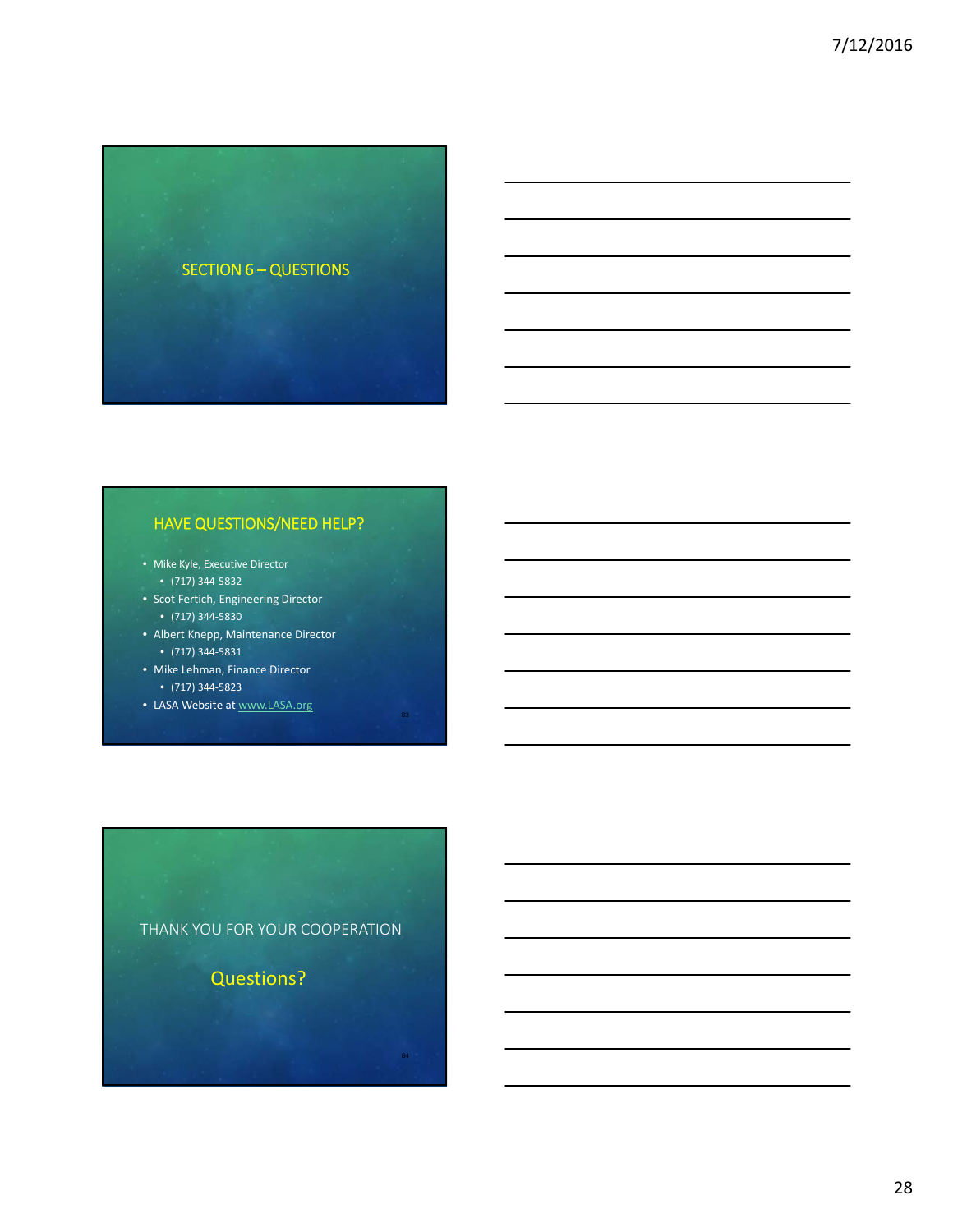## SECTION 6 – QUESTIONS

## HAVE QUESTIONS/NEED HELP?

- Mike Kyle, Executive Director
  - (717) 344-5832
- Scot Fertich, Engineering Director
  - (717) 344-5830
- Albert Knepp, Maintenance Director
  - (717) 344-5831
- Mike Lehman, Finance Director
  - (717) 344-5823
- LASA Website at www.LASA.org

THANK YOU FOR YOUR COOPERATION

Questions?